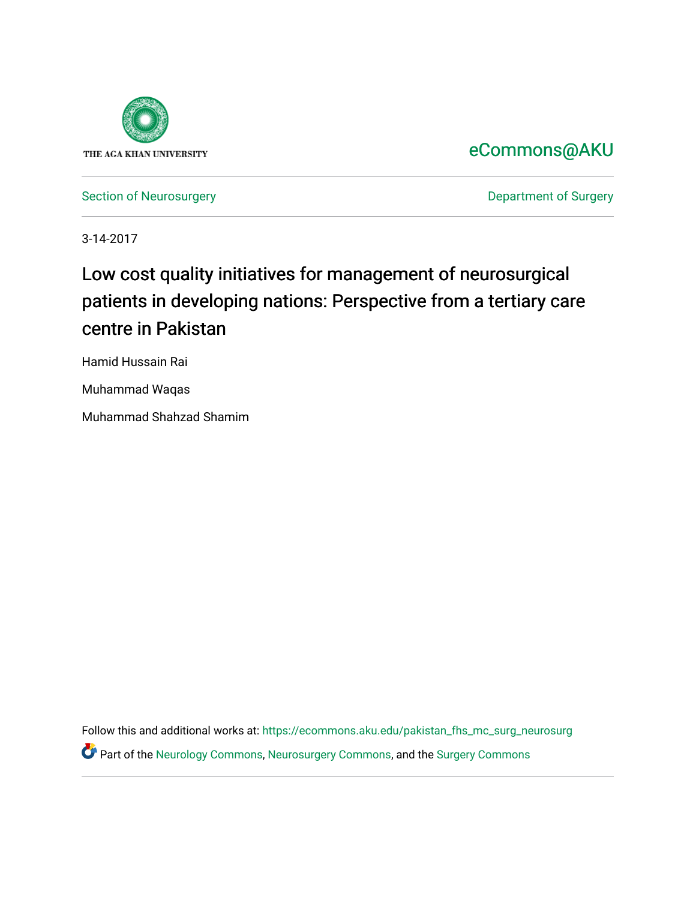THE AGA KHAN UNIVERSITY

eCommons@AKU

Section of Neurosurgery

Department of Surgery

3-14-2017

# Low cost quality initiatives for management of neurosurgical patients in developing nations: Perspective from a tertiary care centre in Pakistan

Hamid Hussain Rai

Muhammad Waqas

Muhammad Shahzad Shamim

Follow this and additional works at: https://ecommons.aku.edu/pakistan_fhs_mc_surg_neurosurg

Part of the Neurology Commons, Neurosurgery Commons, and the Surgery Commons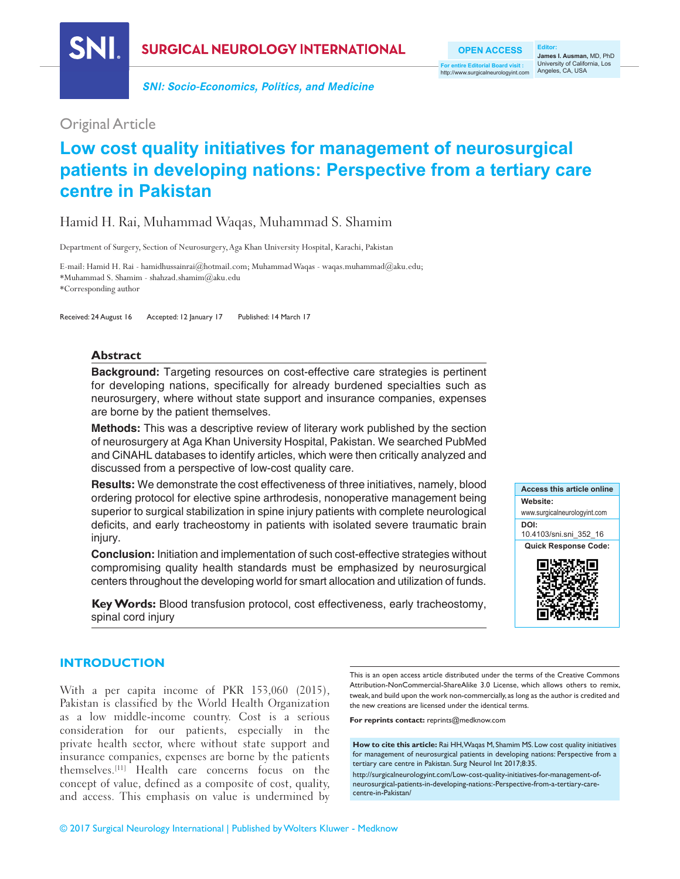Original Article

# Low cost quality initiatives for management of neurosurgical patients in developing nations: Perspective from a tertiary care centre in Pakistan

Hamid H. Rai, Muhammad Waqas, Muhammad S. Shamim

Department of Surgery, Section of Neurosurgery, Aga Khan University Hospital, Karachi, Pakistan

E-mail: Hamid H. Rai - hamidhussainrai@hotmail.com; Muhammad Waqas - waqas.muhammad@aku.edu;
*Muhammad S. Shamim - shahzad.shamim@aku.edu
*Corresponding author

Received: 24 August 16 Accepted: 12 January 17 Published: 14 March 17

## Abstract

**Background:** Targeting resources on cost-effective care strategies is pertinent for developing nations, specifically for already burdened specialties such as neurosurgery, where without state support and insurance companies, expenses are borne by the patient themselves.

**Methods:** This was a descriptive review of literary work published by the section of neurosurgery at Aga Khan University Hospital, Pakistan. We searched PubMed and CiNAHL databases to identify articles, which were then critically analyzed and discussed from a perspective of low-cost quality care.

**Results:** We demonstrate the cost effectiveness of three initiatives, namely, blood ordering protocol for elective spine arthrodesis, nonoperative management being superior to surgical stabilization in spine injury patients with complete neurological deficits, and early tracheostomy in patients with isolated severe traumatic brain injury.

**Conclusion:** Initiation and implementation of such cost-effective strategies without compromising quality health standards must be emphasized by neurosurgical centers throughout the developing world for smart allocation and utilization of funds.

**Key Words:** Blood transfusion protocol, cost effectiveness, early tracheostomy, spinal cord injury

Access this article online
Website: www.surgicalneurologyint.com
DOI: 10.4103/sni.sni_352_16

## INTRODUCTION

With a per capita income of PKR 153,060 (2015), Pakistan is classified by the World Health Organization as a low middle-income country. Cost is a serious consideration for our patients, especially in the private health sector, where without state support and insurance companies, expenses are borne by the patients themselves.[11] Health care concerns focus on the concept of value, defined as a composite of cost, quality, and access. This emphasis on value is undermined by

This is an open access article distributed under the terms of the Creative Commons Attribution-NonCommercial-ShareAlike 3.0 License, which allows others to remix, tweak, and build upon the work non-commercially, as long as the author is credited and the new creations are licensed under the identical terms.

**For reprints contact:** reprints@medknow.com

**How to cite this article:** Rai HH, Waqas M, Shamim MS. Low cost quality initiatives for management of neurosurgical patients in developing nations: Perspective from a tertiary care centre in Pakistan. Surg Neurol Int 2017;8:35.
http://surgicalneurologyint.com/Low-cost-quality-initiatives-for-management-of-neurosurgical-patients-in-developing-nations:-Perspective-from-a-tertiary-care-centre-in-Pakistan/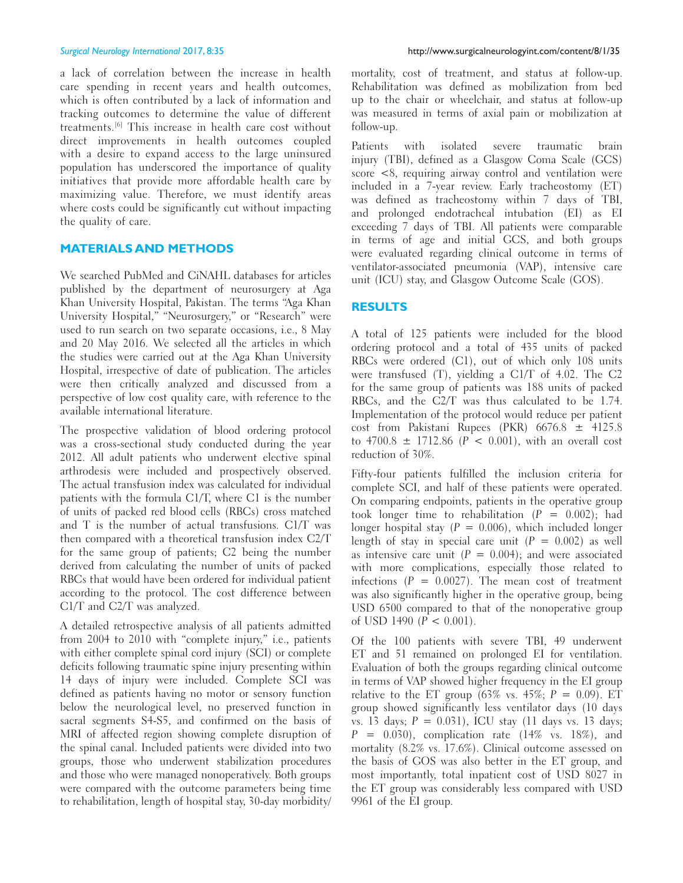a lack of correlation between the increase in health care spending in recent years and health outcomes, which is often contributed by a lack of information and tracking outcomes to determine the value of different treatments.[6] This increase in health care cost without direct improvements in health outcomes coupled with a desire to expand access to the large uninsured population has underscored the importance of quality initiatives that provide more affordable health care by maximizing value. Therefore, we must identify areas where costs could be significantly cut without impacting the quality of care.

## MATERIALS AND METHODS

We searched PubMed and CiNAHL databases for articles published by the department of neurosurgery at Aga Khan University Hospital, Pakistan. The terms "Aga Khan University Hospital," "Neurosurgery," or "Research" were used to run search on two separate occasions, i.e., 8 May and 20 May 2016. We selected all the articles in which the studies were carried out at the Aga Khan University Hospital, irrespective of date of publication. The articles were then critically analyzed and discussed from a perspective of low cost quality care, with reference to the available international literature.

The prospective validation of blood ordering protocol was a cross-sectional study conducted during the year 2012. All adult patients who underwent elective spinal arthrodesis were included and prospectively observed. The actual transfusion index was calculated for individual patients with the formula C1/T, where C1 is the number of units of packed red blood cells (RBCs) cross matched and T is the number of actual transfusions. C1/T was then compared with a theoretical transfusion index C2/T for the same group of patients; C2 being the number derived from calculating the number of units of packed RBCs that would have been ordered for individual patient according to the protocol. The cost difference between C1/T and C2/T was analyzed.

A detailed retrospective analysis of all patients admitted from 2004 to 2010 with "complete injury," i.e., patients with either complete spinal cord injury (SCI) or complete deficits following traumatic spine injury presenting within 14 days of injury were included. Complete SCI was defined as patients having no motor or sensory function below the neurological level, no preserved function in sacral segments S4-S5, and confirmed on the basis of MRI of affected region showing complete disruption of the spinal canal. Included patients were divided into two groups, those who underwent stabilization procedures and those who were managed nonoperatively. Both groups were compared with the outcome parameters being time to rehabilitation, length of hospital stay, 30-day morbidity/mortality, cost of treatment, and status at follow-up. Rehabilitation was defined as mobilization from bed up to the chair or wheelchair, and status at follow-up was measured in terms of axial pain or mobilization at follow-up.

Patients with isolated severe traumatic brain injury (TBI), defined as a Glasgow Coma Scale (GCS) score <8, requiring airway control and ventilation were included in a 7-year review. Early tracheostomy (ET) was defined as tracheostomy within 7 days of TBI, and prolonged endotracheal intubation (EI) as EI exceeding 7 days of TBI. All patients were comparable in terms of age and initial GCS, and both groups were evaluated regarding clinical outcome in terms of ventilator-associated pneumonia (VAP), intensive care unit (ICU) stay, and Glasgow Outcome Scale (GOS).

## RESULTS

A total of 125 patients were included for the blood ordering protocol and a total of 435 units of packed RBCs were ordered (C1), out of which only 108 units were transfused (T), yielding a C1/T of 4.02. The C2 for the same group of patients was 188 units of packed RBCs, and the C2/T was thus calculated to be 1.74. Implementation of the protocol would reduce per patient cost from Pakistani Rupees (PKR) 6676.8 ± 4125.8 to 4700.8 ± 1712.86 ($P$ < 0.001), with an overall cost reduction of 30%.

Fifty-four patients fulfilled the inclusion criteria for complete SCI, and half of these patients were operated. On comparing endpoints, patients in the operative group took longer time to rehabilitation ($P$ = 0.002); had longer hospital stay ($P$ = 0.006), which included longer length of stay in special care unit ($P$ = 0.002) as well as intensive care unit ($P$ = 0.004); and were associated with more complications, especially those related to infections ($P$ = 0.0027). The mean cost of treatment was also significantly higher in the operative group, being USD 6500 compared to that of the nonoperative group of USD 1490 ($P$ < 0.001).

Of the 100 patients with severe TBI, 49 underwent ET and 51 remained on prolonged EI for ventilation. Evaluation of both the groups regarding clinical outcome in terms of VAP showed higher frequency in the EI group relative to the ET group (63% vs. 45%; $P$ = 0.09). ET group showed significantly less ventilator days (10 days vs. 13 days; $P$ = 0.031), ICU stay (11 days vs. 13 days; $P$ = 0.030), complication rate (14% vs. 18%), and mortality (8.2% vs. 17.6%). Clinical outcome assessed on the basis of GOS was also better in the ET group, and most importantly, total inpatient cost of USD 8027 in the ET group was considerably less compared with USD 9961 of the EI group.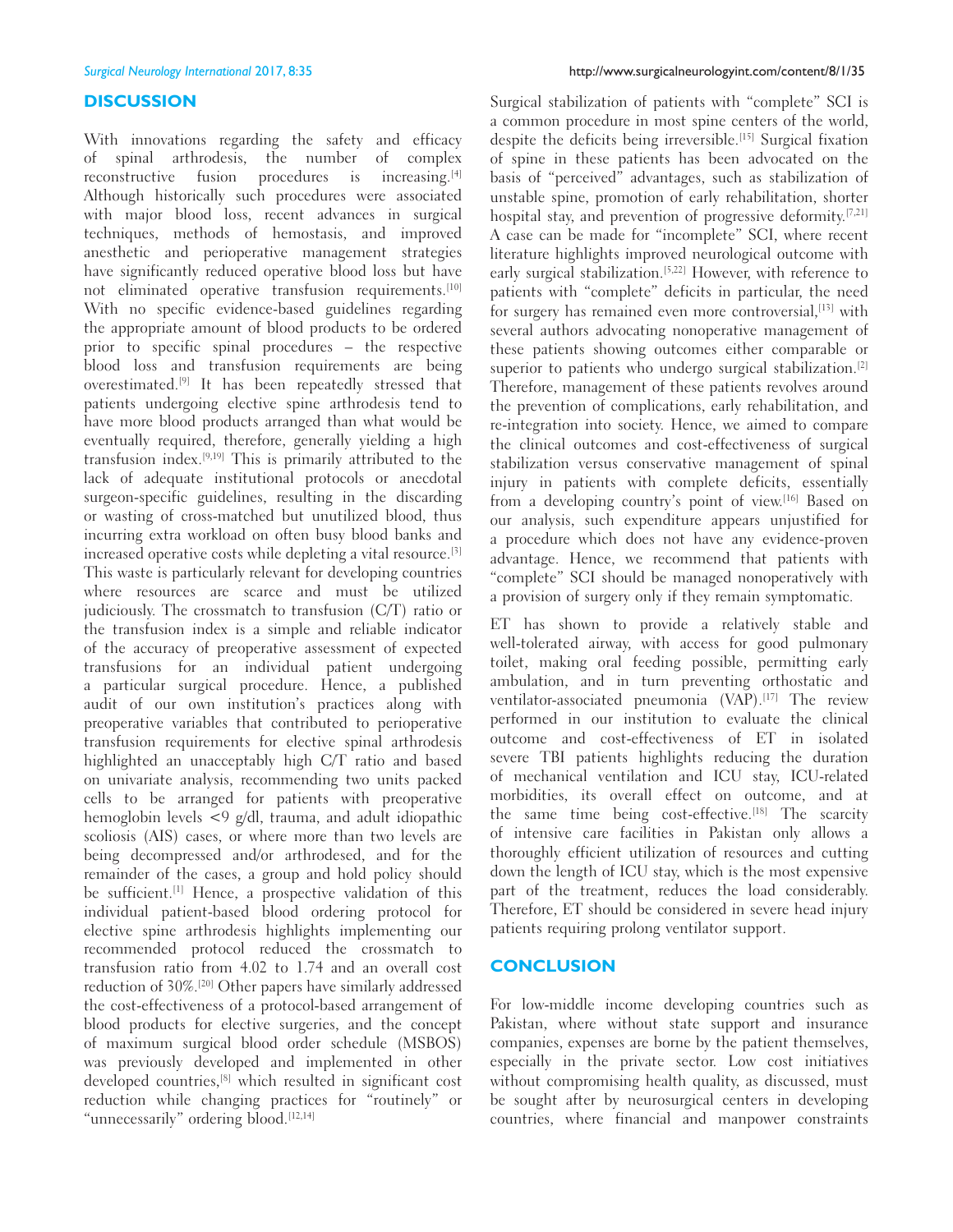## DISCUSSION

With innovations regarding the safety and efficacy of spinal arthrodesis, the number of complex reconstructive fusion procedures is increasing.[4] Although historically such procedures were associated with major blood loss, recent advances in surgical techniques, methods of hemostasis, and improved anesthetic and perioperative management strategies have significantly reduced operative blood loss but have not eliminated operative transfusion requirements.[10] With no specific evidence-based guidelines regarding the appropriate amount of blood products to be ordered prior to specific spinal procedures – the respective blood loss and transfusion requirements are being overestimated.[9] It has been repeatedly stressed that patients undergoing elective spine arthrodesis tend to have more blood products arranged than what would be eventually required, therefore, generally yielding a high transfusion index.[9,19] This is primarily attributed to the lack of adequate institutional protocols or anecdotal surgeon-specific guidelines, resulting in the discarding or wasting of cross-matched but unutilized blood, thus incurring extra workload on often busy blood banks and increased operative costs while depleting a vital resource.[3] This waste is particularly relevant for developing countries where resources are scarce and must be utilized judiciously. The crossmatch to transfusion (C/T) ratio or the transfusion index is a simple and reliable indicator of the accuracy of preoperative assessment of expected transfusions for an individual patient undergoing a particular surgical procedure. Hence, a published audit of our own institution's practices along with preoperative variables that contributed to perioperative transfusion requirements for elective spinal arthrodesis highlighted an unacceptably high C/T ratio and based on univariate analysis, recommending two units packed cells to be arranged for patients with preoperative hemoglobin levels <9 g/dl, trauma, and adult idiopathic scoliosis (AIS) cases, or where more than two levels are being decompressed and/or arthrodesed, and for the remainder of the cases, a group and hold policy should be sufficient.[1] Hence, a prospective validation of this individual patient-based blood ordering protocol for elective spine arthrodesis highlights implementing our recommended protocol reduced the crossmatch to transfusion ratio from 4.02 to 1.74 and an overall cost reduction of 30%.[20] Other papers have similarly addressed the cost-effectiveness of a protocol-based arrangement of blood products for elective surgeries, and the concept of maximum surgical blood order schedule (MSBOS) was previously developed and implemented in other developed countries,[8] which resulted in significant cost reduction while changing practices for "routinely" or "unnecessarily" ordering blood.[12,14]

Surgical stabilization of patients with "complete" SCI is a common procedure in most spine centers of the world, despite the deficits being irreversible.[15] Surgical fixation of spine in these patients has been advocated on the basis of "perceived" advantages, such as stabilization of unstable spine, promotion of early rehabilitation, shorter hospital stay, and prevention of progressive deformity.[7,21] A case can be made for "incomplete" SCI, where recent literature highlights improved neurological outcome with early surgical stabilization.[5,22] However, with reference to patients with "complete" deficits in particular, the need for surgery has remained even more controversial,[13] with several authors advocating nonoperative management of these patients showing outcomes either comparable or superior to patients who undergo surgical stabilization.[2] Therefore, management of these patients revolves around the prevention of complications, early rehabilitation, and re-integration into society. Hence, we aimed to compare the clinical outcomes and cost-effectiveness of surgical stabilization versus conservative management of spinal injury in patients with complete deficits, essentially from a developing country's point of view.[16] Based on our analysis, such expenditure appears unjustified for a procedure which does not have any evidence-proven advantage. Hence, we recommend that patients with "complete" SCI should be managed nonoperatively with a provision of surgery only if they remain symptomatic.

ET has shown to provide a relatively stable and well-tolerated airway, with access for good pulmonary toilet, making oral feeding possible, permitting early ambulation, and in turn preventing orthostatic and ventilator-associated pneumonia (VAP).[17] The review performed in our institution to evaluate the clinical outcome and cost-effectiveness of ET in isolated severe TBI patients highlights reducing the duration of mechanical ventilation and ICU stay, ICU-related morbidities, its overall effect on outcome, and at the same time being cost-effective.[18] The scarcity of intensive care facilities in Pakistan only allows a thoroughly efficient utilization of resources and cutting down the length of ICU stay, which is the most expensive part of the treatment, reduces the load considerably. Therefore, ET should be considered in severe head injury patients requiring prolong ventilator support.

## CONCLUSION

For low-middle income developing countries such as Pakistan, where without state support and insurance companies, expenses are borne by the patient themselves, especially in the private sector. Low cost initiatives without compromising health quality, as discussed, must be sought after by neurosurgical centers in developing countries, where financial and manpower constraints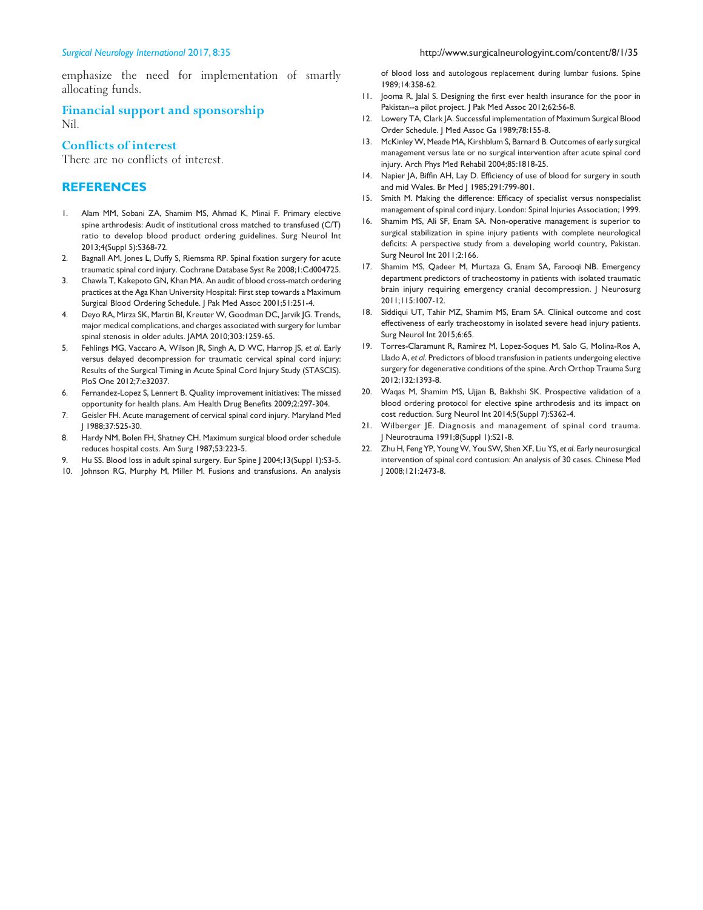emphasize the need for implementation of smartly allocating funds.

## Financial support and sponsorship

Nil.

## Conflicts of interest

There are no conflicts of interest.

## REFERENCES

1. Alam MM, Sobani ZA, Shamim MS, Ahmad K, Minai F. Primary elective spine arthrodesis: Audit of institutional cross matched to transfused (C/T) ratio to develop blood product ordering guidelines. Surg Neurol Int 2013;4(Suppl 5):S368-72.
2. Bagnall AM, Jones L, Duffy S, Riemsma RP. Spinal fixation surgery for acute traumatic spinal cord injury. Cochrane Database Syst Re 2008;1:Cd004725.
3. Chawla T, Kakepoto GN, Khan MA. An audit of blood cross-match ordering practices at the Aga Khan University Hospital: First step towards a Maximum Surgical Blood Ordering Schedule. J Pak Med Assoc 2001;51:251-4.
4. Deyo RA, Mirza SK, Martin BI, Kreuter W, Goodman DC, Jarvik JG. Trends, major medical complications, and charges associated with surgery for lumbar spinal stenosis in older adults. JAMA 2010;303:1259-65.
5. Fehlings MG, Vaccaro A, Wilson JR, Singh A, D WC, Harrop JS, *et al*. Early versus delayed decompression for traumatic cervical spinal cord injury: Results of the Surgical Timing in Acute Spinal Cord Injury Study (STASCIS). PloS One 2012;7:e32037.
6. Fernandez-Lopez S, Lennert B. Quality improvement initiatives: The missed opportunity for health plans. Am Health Drug Benefits 2009;2:297-304.
7. Geisler FH. Acute management of cervical spinal cord injury. Maryland Med J 1988;37:525-30.
8. Hardy NM, Bolen FH, Shatney CH. Maximum surgical blood order schedule reduces hospital costs. Am Surg 1987;53:223-5.
9. Hu SS. Blood loss in adult spinal surgery. Eur Spine J 2004;13(Suppl 1):S3-5.
10. Johnson RG, Murphy M, Miller M. Fusions and transfusions. An analysis of blood loss and autologous replacement during lumbar fusions. Spine 1989;14:358-62.
11. Jooma R, Jalal S. Designing the first ever health insurance for the poor in Pakistan--a pilot project. J Pak Med Assoc 2012;62:56-8.
12. Lowery TA, Clark JA. Successful implementation of Maximum Surgical Blood Order Schedule. J Med Assoc Ga 1989;78:155-8.
13. McKinley W, Meade MA, Kirshblum S, Barnard B. Outcomes of early surgical management versus late or no surgical intervention after acute spinal cord injury. Arch Phys Med Rehabil 2004;85:1818-25.
14. Napier JA, Biffin AH, Lay D. Efficiency of use of blood for surgery in south and mid Wales. Br Med J 1985;291:799-801.
15. Smith M. Making the difference: Efficacy of specialist versus nonspecialist management of spinal cord injury. London: Spinal Injuries Association; 1999.
16. Shamim MS, Ali SF, Enam SA. Non-operative management is superior to surgical stabilization in spine injury patients with complete neurological deficits: A perspective study from a developing world country, Pakistan. Surg Neurol Int 2011;2:166.
17. Shamim MS, Qadeer M, Murtaza G, Enam SA, Farooqi NB. Emergency department predictors of tracheostomy in patients with isolated traumatic brain injury requiring emergency cranial decompression. J Neurosurg 2011;115:1007-12.
18. Siddiqui UT, Tahir MZ, Shamim MS, Enam SA. Clinical outcome and cost effectiveness of early tracheostomy in isolated severe head injury patients. Surg Neurol Int 2015;6:65.
19. Torres-Claramunt R, Ramirez M, Lopez-Soques M, Salo G, Molina-Ros A, Llado A, *et al*. Predictors of blood transfusion in patients undergoing elective surgery for degenerative conditions of the spine. Arch Orthop Trauma Surg 2012;132:1393-8.
20. Waqas M, Shamim MS, Ujjan B, Bakhshi SK. Prospective validation of a blood ordering protocol for elective spine arthrodesis and its impact on cost reduction. Surg Neurol Int 2014;5(Suppl 7):S362-4.
21. Wilberger JE. Diagnosis and management of spinal cord trauma. J Neurotrauma 1991;8(Suppl 1):S21-8.
22. Zhu H, Feng YP, Young W, You SW, Shen XF, Liu YS, *et al*. Early neurosurgical intervention of spinal cord contusion: An analysis of 30 cases. Chinese Med J 2008;121:2473-8.